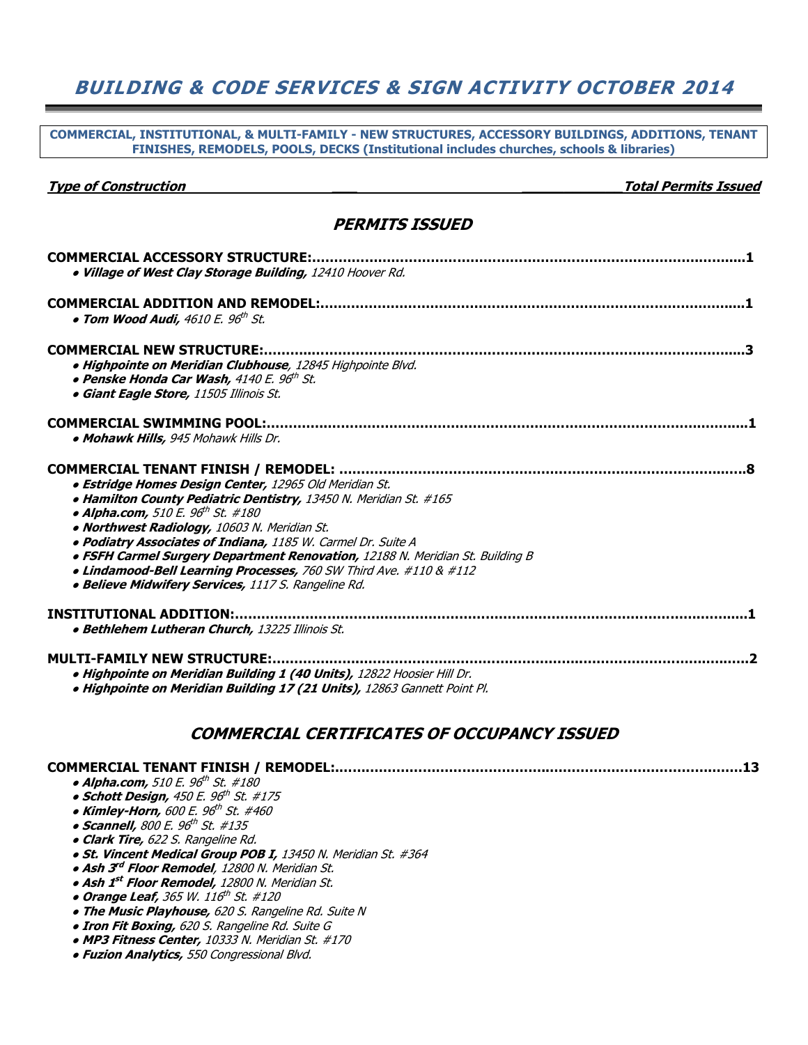# *BUILDING & CODE SERVICES & SIGN ACTIVITY OCTOBER 2014*

**COMMERCIAL, INSTITUTIONAL, & MULTI-FAMILY - NEW STRUCTURES, ACCESSORY BUILDINGS, ADDITIONS, TENANT FINISHES, REMODELS, POOLS, DECKS (Institutional includes churches, schools & libraries)**

***Type of Construction*** ***Total Permits Issued***

## *PERMITS ISSUED*

**COMMERCIAL ACCESSORY STRUCTURE:....................................................................................................1**

- ***Village of West Clay Storage Building,*** *12410 Hoover Rd.*

**COMMERCIAL ADDITION AND REMODEL:.................................................................................................1**

- ***Tom Wood Audi,*** *4610 E. 96th St.*

**COMMERCIAL NEW STRUCTURE:..............................................................................................................3**

- ***Highpointe on Meridian Clubhouse****, 12845 Highpointe Blvd.*
- ***Penske Honda Car Wash,*** *4140 E. 96th St.*
- ***Giant Eagle Store,*** *11505 Illinois St.*

**COMMERCIAL SWIMMING POOL:.............................................................................................................1**

- ***Mohawk Hills,*** *945 Mohawk Hills Dr.*

**COMMERCIAL TENANT FINISH / REMODEL: ............................................................................................8**

- ***Estridge Homes Design Center,*** *12965 Old Meridian St.*
- ***Hamilton County Pediatric Dentistry,*** *13450 N. Meridian St. #165*
- ***Alpha.com,*** *510 E. 96th St. #180*
- ***Northwest Radiology,*** *10603 N. Meridian St.*
- ***Podiatry Associates of Indiana,*** *1185 W. Carmel Dr. Suite A*
- ***FSFH Carmel Surgery Department Renovation,*** *12188 N. Meridian St. Building B*
- ***Lindamood-Bell Learning Processes,*** *760 SW Third Ave. #110 & #112*
- ***Believe Midwifery Services,*** *1117 S. Rangeline Rd.*

**INSTITUTIONAL ADDITION:.......................................................................................................................1**

- ***Bethlehem Lutheran Church,*** *13225 Illinois St.*

**MULTI-FAMILY NEW STRUCTURE:............................................................................................................2**

- ***Highpointe on Meridian Building 1 (40 Units),*** *12822 Hoosier Hill Dr.*
- ***Highpointe on Meridian Building 17 (21 Units),*** *12863 Gannett Point Pl.*

## *COMMERCIAL CERTIFICATES OF OCCUPANCY ISSUED*

**COMMERCIAL TENANT FINISH / REMODEL:.............................................................................................13**

- ***Alpha.com,*** *510 E. 96th St. #180*
- ***Schott Design,*** *450 E. 96th St. #175*
- ***Kimley-Horn,*** *600 E. 96th St. #460*
- ***Scannell,*** *800 E. 96th St. #135*
- ***Clark Tire,*** *622 S. Rangeline Rd.*
- ***St. Vincent Medical Group POB I,*** *13450 N. Meridian St. #364*
- ***Ash 3rd Floor Remodel****, 12800 N. Meridian St.*
- ***Ash 1st Floor Remodel,*** *12800 N. Meridian St.*
- ***Orange Leaf,*** *365 W. 116th St. #120*
- ***The Music Playhouse,*** *620 S. Rangeline Rd. Suite N*
- ***Iron Fit Boxing,*** *620 S. Rangeline Rd. Suite G*
- ***MP3 Fitness Center,*** *10333 N. Meridian St. #170*
- ***Fuzion Analytics,*** *550 Congressional Blvd.*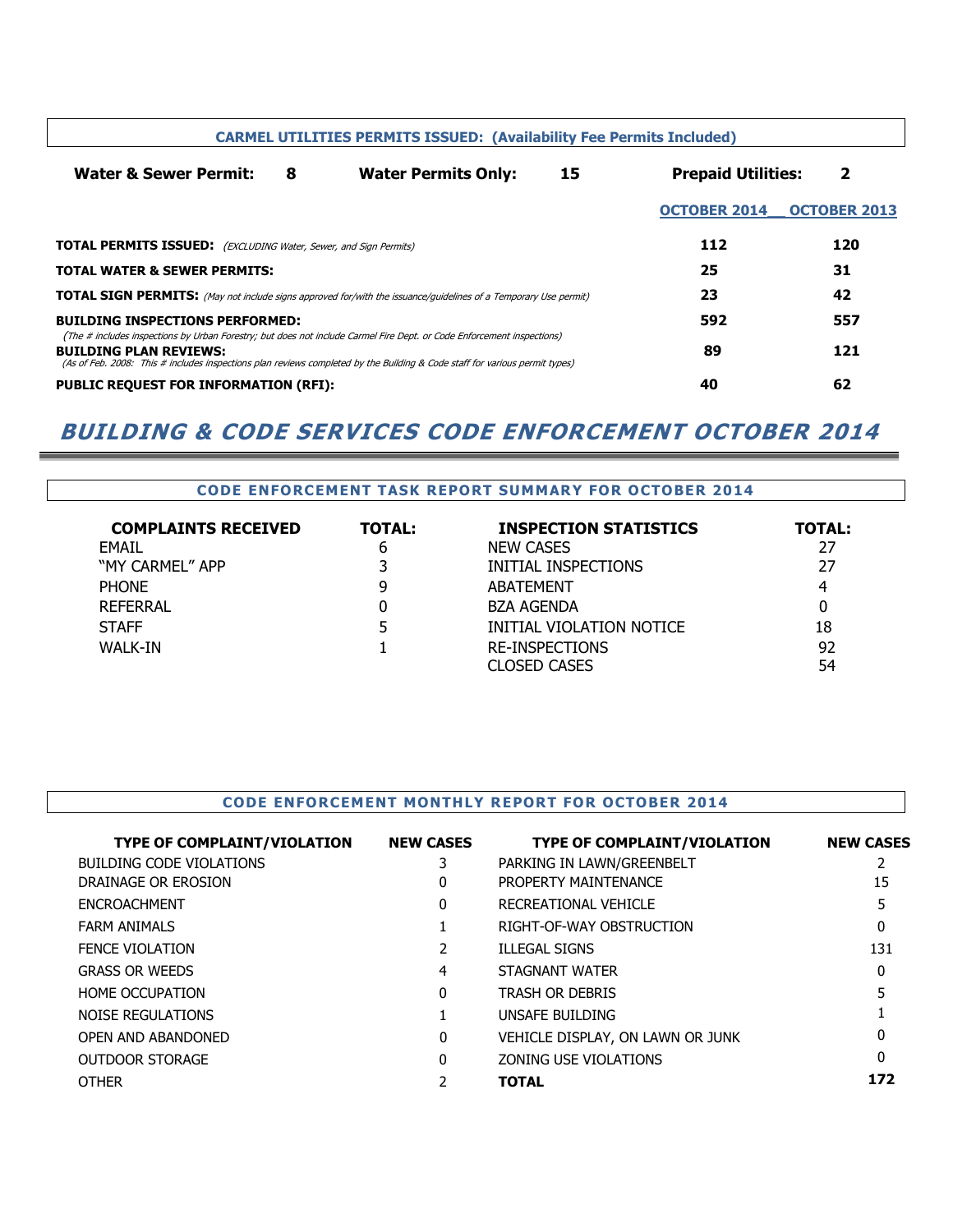### CARMEL UTILITIES PERMITS ISSUED: (Availability Fee Permits Included)

| Water & Sewer Permit: | 8 | Water Permits Only: | 15 | Prepaid Utilities: | 2 |
|---|---|---|---|---|---|

| | OCTOBER 2014 | OCTOBER 2013 |
|---|---|---|
| **TOTAL PERMITS ISSUED:** *(EXCLUDING Water, Sewer, and Sign Permits)* | **112** | **120** |
| **TOTAL WATER & SEWER PERMITS:** | **25** | **31** |
| **TOTAL SIGN PERMITS:** *(May not include signs approved for/with the issuance/guidelines of a Temporary Use permit)* | **23** | **42** |
| **BUILDING INSPECTIONS PERFORMED:** *(The # includes inspections by Urban Forestry; but does not include Carmel Fire Dept. or Code Enforcement inspections)* | **592** | **557** |
| **BUILDING PLAN REVIEWS:** *(As of Feb. 2008: This # includes inspections plan reviews completed by the Building & Code staff for various permit types)* | **89** | **121** |
| **PUBLIC REQUEST FOR INFORMATION (RFI):** | **40** | **62** |

# *BUILDING & CODE SERVICES CODE ENFORCEMENT OCTOBER 2014*

### CODE ENFORCEMENT TASK REPORT SUMMARY FOR OCTOBER 2014

| COMPLAINTS RECEIVED | TOTAL: | INSPECTION STATISTICS | TOTAL: |
|---|---|---|---|
| EMAIL | 6 | NEW CASES | 27 |
| "MY CARMEL" APP | 3 | INITIAL INSPECTIONS | 27 |
| PHONE | 9 | ABATEMENT | 4 |
| REFERRAL | 0 | BZA AGENDA | 0 |
| STAFF | 5 | INITIAL VIOLATION NOTICE | 18 |
| WALK-IN | 1 | RE-INSPECTIONS | 92 |
| | | CLOSED CASES | 54 |

### CODE ENFORCEMENT MONTHLY REPORT FOR OCTOBER 2014

| TYPE OF COMPLAINT/VIOLATION | NEW CASES | TYPE OF COMPLAINT/VIOLATION | NEW CASES |
|---|---|---|---|
| BUILDING CODE VIOLATIONS | 3 | PARKING IN LAWN/GREENBELT | 2 |
| DRAINAGE OR EROSION | 0 | PROPERTY MAINTENANCE | 15 |
| ENCROACHMENT | 0 | RECREATIONAL VEHICLE | 5 |
| FARM ANIMALS | 1 | RIGHT-OF-WAY OBSTRUCTION | 0 |
| FENCE VIOLATION | 2 | ILLEGAL SIGNS | 131 |
| GRASS OR WEEDS | 4 | STAGNANT WATER | 0 |
| HOME OCCUPATION | 0 | TRASH OR DEBRIS | 5 |
| NOISE REGULATIONS | 1 | UNSAFE BUILDING | 1 |
| OPEN AND ABANDONED | 0 | VEHICLE DISPLAY, ON LAWN OR JUNK | 0 |
| OUTDOOR STORAGE | 0 | ZONING USE VIOLATIONS | 0 |
| OTHER | 2 | **TOTAL** | **172** |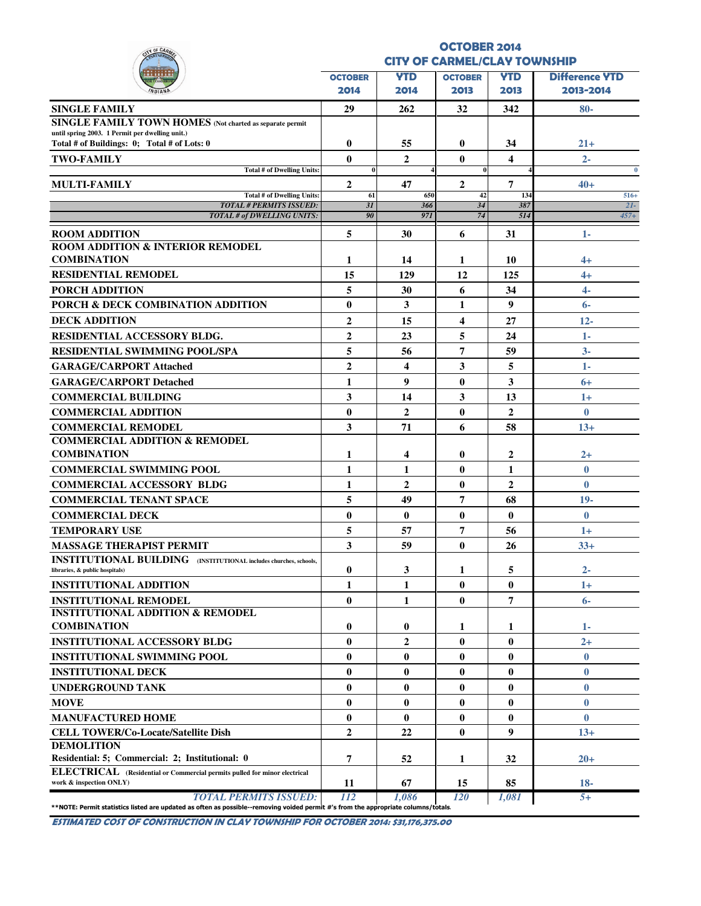# OCTOBER 2014
## CITY OF CARMEL/CLAY TOWNSHIP

| | OCTOBER 2014 | YTD 2014 | OCTOBER 2013 | YTD 2013 | Difference YTD 2013-2014 |
|---|---|---|---|---|---|
| **SINGLE FAMILY** | 29 | 262 | 32 | 342 | 80- |
| **SINGLE FAMILY TOWN HOMES** (Not charted as separate permit until spring 2003. 1 Permit per dwelling unit.) Total # of Buildings: 0; Total # of Lots: 0 | 0 | 55 | 0 | 34 | 21+ |
| **TWO-FAMILY** | 0 | 2 | 0 | 4 | 2- |
| Total # of Dwelling Units: | 0 | 4 | 0 | 4 | 0 |
| **MULTI-FAMILY** | 2 | 47 | 2 | 7 | 40+ |
| Total # of Dwelling Units: | 61 | 650 | 42 | 134 | 516+ |
| *TOTAL # PERMITS ISSUED:* | *31* | *366* | *34* | *387* | *21-* |
| *TOTAL # of DWELLING UNITS:* | *90* | *971* | *74* | *514* | *457+* |
| **ROOM ADDITION** | 5 | 30 | 6 | 31 | 1- |
| **ROOM ADDITION & INTERIOR REMODEL COMBINATION** | 1 | 14 | 1 | 10 | 4+ |
| **RESIDENTIAL REMODEL** | 15 | 129 | 12 | 125 | 4+ |
| **PORCH ADDITION** | 5 | 30 | 6 | 34 | 4- |
| **PORCH & DECK COMBINATION ADDITION** | 0 | 3 | 1 | 9 | 6- |
| **DECK ADDITION** | 2 | 15 | 4 | 27 | 12- |
| **RESIDENTIAL ACCESSORY BLDG.** | 2 | 23 | 5 | 24 | 1- |
| **RESIDENTIAL SWIMMING POOL/SPA** | 5 | 56 | 7 | 59 | 3- |
| **GARAGE/CARPORT Attached** | 2 | 4 | 3 | 5 | 1- |
| **GARAGE/CARPORT Detached** | 1 | 9 | 0 | 3 | 6+ |
| **COMMERCIAL BUILDING** | 3 | 14 | 3 | 13 | 1+ |
| **COMMERCIAL ADDITION** | 0 | 2 | 0 | 2 | 0 |
| **COMMERCIAL REMODEL** | 3 | 71 | 6 | 58 | 13+ |
| **COMMERCIAL ADDITION & REMODEL COMBINATION** | 1 | 4 | 0 | 2 | 2+ |
| **COMMERCIAL SWIMMING POOL** | 1 | 1 | 0 | 1 | 0 |
| **COMMERCIAL ACCESSORY BLDG** | 1 | 2 | 0 | 2 | 0 |
| **COMMERCIAL TENANT SPACE** | 5 | 49 | 7 | 68 | 19- |
| **COMMERCIAL DECK** | 0 | 0 | 0 | 0 | 0 |
| **TEMPORARY USE** | 5 | 57 | 7 | 56 | 1+ |
| **MASSAGE THERAPIST PERMIT** | 3 | 59 | 0 | 26 | 33+ |
| **INSTITUTIONAL BUILDING** (INSTITUTIONAL includes churches, schools, libraries, & public hospitals) | 0 | 3 | 1 | 5 | 2- |
| **INSTITUTIONAL ADDITION** | 1 | 1 | 0 | 0 | 1+ |
| **INSTITUTIONAL REMODEL** | 0 | 1 | 0 | 7 | 6- |
| **INSTITUTIONAL ADDITION & REMODEL COMBINATION** | 0 | 0 | 1 | 1 | 1- |
| **INSTITUTIONAL ACCESSORY BLDG** | 0 | 2 | 0 | 0 | 2+ |
| **INSTITUTIONAL SWIMMING POOL** | 0 | 0 | 0 | 0 | 0 |
| **INSTITUTIONAL DECK** | 0 | 0 | 0 | 0 | 0 |
| **UNDERGROUND TANK** | 0 | 0 | 0 | 0 | 0 |
| **MOVE** | 0 | 0 | 0 | 0 | 0 |
| **MANUFACTURED HOME** | 0 | 0 | 0 | 0 | 0 |
| **CELL TOWER/Co-Locate/Satellite Dish** | 2 | 22 | 0 | 9 | 13+ |
| **DEMOLITION** Residential: 5; Commercial: 2; Institutional: 0 | 7 | 52 | 1 | 32 | 20+ |
| **ELECTRICAL** (Residential or Commercial permits pulled for minor electrical work & inspection ONLY) | 11 | 67 | 15 | 85 | 18- |
| *TOTAL PERMITS ISSUED:* | *112* | *1,086* | *120* | *1,081* | *5+* |

**NOTE: Permit statistics listed are updated as often as possible--removing voided permit #'s from the appropriate columns/totals.

***ESTIMATED COST OF CONSTRUCTION IN CLAY TOWNSHIP FOR OCTOBER 2014: $31,176,375.00***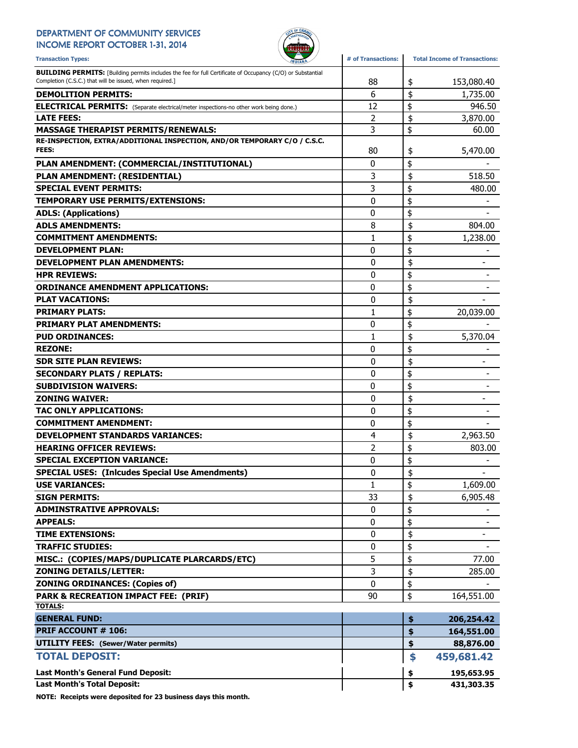# DEPARTMENT OF COMMUNITY SERVICES
## INCOME REPORT OCTOBER 1-31, 2014

| Transaction Types: | # of Transactions: | Total Income of Transactions: |
|---|---|---|
| **BUILDING PERMITS:** [Building permits includes the fee for full Certificate of Occupancy (C/O) or Substantial Completion (C.S.C.) that will be issued, when required.] | 88 | $ 153,080.40 |
| **DEMOLITION PERMITS:** | 6 | $ 1,735.00 |
| **ELECTRICAL PERMITS:** (Separate electrical/meter inspections-no other work being done.) | 12 | $ 946.50 |
| **LATE FEES:** | 2 | $ 3,870.00 |
| **MASSAGE THERAPIST PERMITS/RENEWALS:** | 3 | $ 60.00 |
| **RE-INSPECTION, EXTRA/ADDITIONAL INSPECTION, AND/OR TEMPORARY C/O / C.S.C. FEES:** | 80 | $ 5,470.00 |
| **PLAN AMENDMENT: (COMMERCIAL/INSTITUTIONAL)** | 0 | $ - |
| **PLAN AMENDMENT: (RESIDENTIAL)** | 3 | $ 518.50 |
| **SPECIAL EVENT PERMITS:** | 3 | $ 480.00 |
| **TEMPORARY USE PERMITS/EXTENSIONS:** | 0 | $ - |
| **ADLS: (Applications)** | 0 | $ - |
| **ADLS AMENDMENTS:** | 8 | $ 804.00 |
| **COMMITMENT AMENDMENTS:** | 1 | $ 1,238.00 |
| **DEVELOPMENT PLAN:** | 0 | $ - |
| **DEVELOPMENT PLAN AMENDMENTS:** | 0 | $ - |
| **HPR REVIEWS:** | 0 | $ - |
| **ORDINANCE AMENDMENT APPLICATIONS:** | 0 | $ - |
| **PLAT VACATIONS:** | 0 | $ - |
| **PRIMARY PLATS:** | 1 | $ 20,039.00 |
| **PRIMARY PLAT AMENDMENTS:** | 0 | $ - |
| **PUD ORDINANCES:** | 1 | $ 5,370.04 |
| **REZONE:** | 0 | $ - |
| **SDR SITE PLAN REVIEWS:** | 0 | $ - |
| **SECONDARY PLATS / REPLATS:** | 0 | $ - |
| **SUBDIVISION WAIVERS:** | 0 | $ - |
| **ZONING WAIVER:** | 0 | $ - |
| **TAC ONLY APPLICATIONS:** | 0 | $ - |
| **COMMITMENT AMENDMENT:** | 0 | $ - |
| **DEVELOPMENT STANDARDS VARIANCES:** | 4 | $ 2,963.50 |
| **HEARING OFFICER REVIEWS:** | 2 | $ 803.00 |
| **SPECIAL EXCEPTION VARIANCE:** | 0 | $ - |
| **SPECIAL USES: (Inlcudes Special Use Amendments)** | 0 | $ - |
| **USE VARIANCES:** | 1 | $ 1,609.00 |
| **SIGN PERMITS:** | 33 | $ 6,905.48 |
| **ADMINSTRATIVE APPROVALS:** | 0 | $ - |
| **APPEALS:** | 0 | $ - |
| **TIME EXTENSIONS:** | 0 | $ - |
| **TRAFFIC STUDIES:** | 0 | $ - |
| **MISC.: (COPIES/MAPS/DUPLICATE PLARCARDS/ETC)** | 5 | $ 77.00 |
| **ZONING DETAILS/LETTER:** | 3 | $ 285.00 |
| **ZONING ORDINANCES: (Copies of)** | 0 | $ - |
| **PARK & RECREATION IMPACT FEE: (PRIF)** | 90 | $ 164,551.00 |
| **TOTALS:** | | |
| **GENERAL FUND:** | | **$ 206,254.42** |
| **PRIF ACCOUNT # 106:** | | **$ 164,551.00** |
| **UTILITY FEES: (Sewer/Water permits)** | | **$ 88,876.00** |
| **TOTAL DEPOSIT:** | | **$ 459,681.42** |
| **Last Month's General Fund Deposit:** | | **$ 195,653.95** |
| **Last Month's Total Deposit:** | | **$ 431,303.35** |

**NOTE: Receipts were deposited for 23 business days this month.**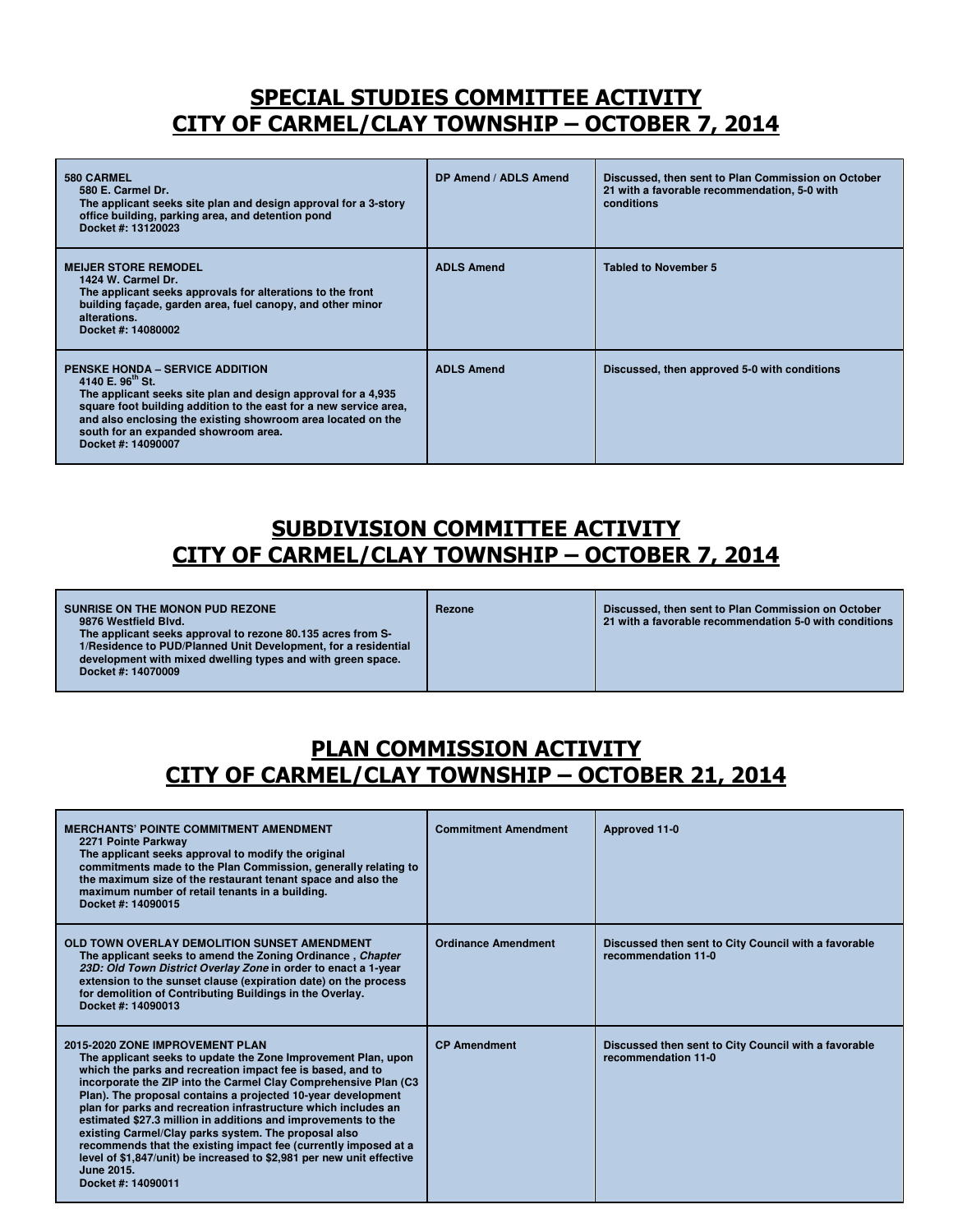## SPECIAL STUDIES COMMITTEE ACTIVITY
## CITY OF CARMEL/CLAY TOWNSHIP – OCTOBER 7, 2014

| | | |
|---|---|---|
| **580 CARMEL**<br>**580 E. Carmel Dr.**<br>**The applicant seeks site plan and design approval for a 3-story office building, parking area, and detention pond**<br>**Docket #: 13120023** | **DP Amend / ADLS Amend** | **Discussed, then sent to Plan Commission on October 21 with a favorable recommendation, 5-0 with conditions** |
| **MEIJER STORE REMODEL**<br>**1424 W. Carmel Dr.**<br>**The applicant seeks approvals for alterations to the front building façade, garden area, fuel canopy, and other minor alterations.**<br>**Docket #: 14080002** | **ADLS Amend** | **Tabled to November 5** |
| **PENSKE HONDA – SERVICE ADDITION**<br>**4140 E. 96th St.**<br>**The applicant seeks site plan and design approval for a 4,935 square foot building addition to the east for a new service area, and also enclosing the existing showroom area located on the south for an expanded showroom area.**<br>**Docket #: 14090007** | **ADLS Amend** | **Discussed, then approved 5-0 with conditions** |

## SUBDIVISION COMMITTEE ACTIVITY
## CITY OF CARMEL/CLAY TOWNSHIP – OCTOBER 7, 2014

| | | |
|---|---|---|
| **SUNRISE ON THE MONON PUD REZONE**<br>**9876 Westfield Blvd.**<br>**The applicant seeks approval to rezone 80.135 acres from S-1/Residence to PUD/Planned Unit Development, for a residential development with mixed dwelling types and with green space.**<br>**Docket #: 14070009** | **Rezone** | **Discussed, then sent to Plan Commission on October 21 with a favorable recommendation 5-0 with conditions** |

## PLAN COMMISSION ACTIVITY
## CITY OF CARMEL/CLAY TOWNSHIP – OCTOBER 21, 2014

| | | |
|---|---|---|
| **MERCHANTS' POINTE COMMITMENT AMENDMENT**<br>**2271 Pointe Parkway**<br>**The applicant seeks approval to modify the original commitments made to the Plan Commission, generally relating to the maximum size of the restaurant tenant space and also the maximum number of retail tenants in a building.**<br>**Docket #: 14090015** | **Commitment Amendment** | **Approved 11-0** |
| **OLD TOWN OVERLAY DEMOLITION SUNSET AMENDMENT**<br>**The applicant seeks to amend the Zoning Ordinance , *Chapter 23D: Old Town District Overlay Zone* in order to enact a 1-year extension to the sunset clause (expiration date) on the process for demolition of Contributing Buildings in the Overlay.**<br>**Docket #: 14090013** | **Ordinance Amendment** | **Discussed then sent to City Council with a favorable recommendation 11-0** |
| **2015-2020 ZONE IMPROVEMENT PLAN**<br>**The applicant seeks to update the Zone Improvement Plan, upon which the parks and recreation impact fee is based, and to incorporate the ZIP into the Carmel Clay Comprehensive Plan (C3 Plan). The proposal contains a projected 10-year development plan for parks and recreation infrastructure which includes an estimated $27.3 million in additions and improvements to the existing Carmel/Clay parks system. The proposal also recommends that the existing impact fee (currently imposed at a level of $1,847/unit) be increased to $2,981 per new unit effective June 2015.**<br>**Docket #: 14090011** | **CP Amendment** | **Discussed then sent to City Council with a favorable recommendation 11-0** |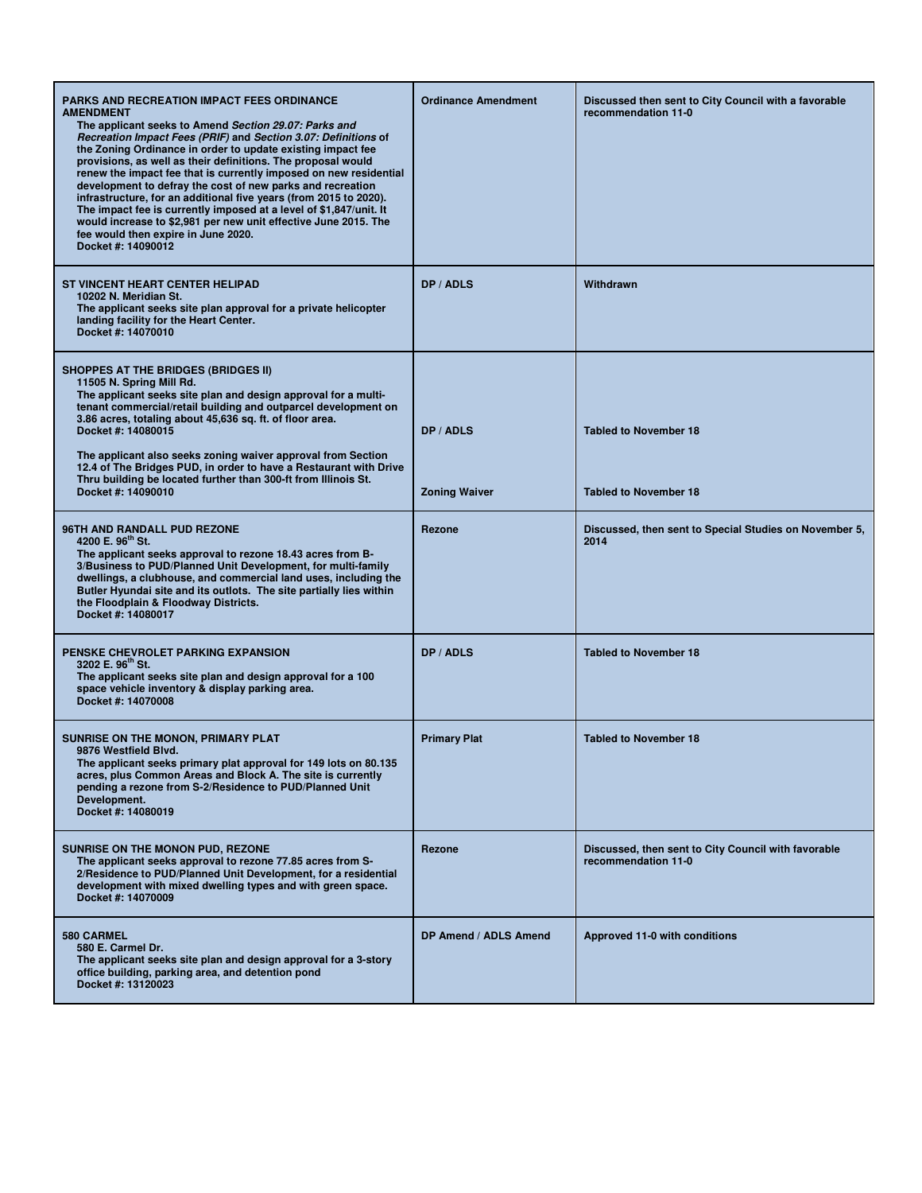| | | |
|---|---|---|
| **PARKS AND RECREATION IMPACT FEES ORDINANCE AMENDMENT**<br>The applicant seeks to Amend ***Section 29.07: Parks and Recreation Impact Fees (PRIF)*** and ***Section 3.07: Definitions*** of the Zoning Ordinance in order to update existing impact fee provisions, as well as their definitions. The proposal would renew the impact fee that is currently imposed on new residential development to defray the cost of new parks and recreation infrastructure, for an additional five years (from 2015 to 2020). The impact fee is currently imposed at a level of $1,847/unit. It would increase to $2,981 per new unit effective June 2015. The fee would then expire in June 2020.<br>Docket #: 14090012 | **Ordinance Amendment** | **Discussed then sent to City Council with a favorable recommendation 11-0** |
| **ST VINCENT HEART CENTER HELIPAD**<br>10202 N. Meridian St.<br>The applicant seeks site plan approval for a private helicopter landing facility for the Heart Center.<br>Docket #: 14070010 | **DP / ADLS** | **Withdrawn** |
| **SHOPPES AT THE BRIDGES (BRIDGES II)**<br>11505 N. Spring Mill Rd.<br>The applicant seeks site plan and design approval for a multi-tenant commercial/retail building and outparcel development on 3.86 acres, totaling about 45,636 sq. ft. of floor area.<br>Docket #: 14080015<br><br>The applicant also seeks zoning waiver approval from Section 12.4 of The Bridges PUD, in order to have a Restaurant with Drive Thru building be located further than 300-ft from Illinois St.<br>Docket #: 14090010 | **DP / ADLS**<br><br>**Zoning Waiver** | **Tabled to November 18**<br><br>**Tabled to November 18** |
| **96TH AND RANDALL PUD REZONE**<br>4200 E. 96th St.<br>The applicant seeks approval to rezone 18.43 acres from B-3/Business to PUD/Planned Unit Development, for multi-family dwellings, a clubhouse, and commercial land uses, including the Butler Hyundai site and its outlots. The site partially lies within the Floodplain & Floodway Districts.<br>Docket #: 14080017 | **Rezone** | **Discussed, then sent to Special Studies on November 5, 2014** |
| **PENSKE CHEVROLET PARKING EXPANSION**<br>3202 E. 96th St.<br>The applicant seeks site plan and design approval for a 100 space vehicle inventory & display parking area.<br>Docket #: 14070008 | **DP / ADLS** | **Tabled to November 18** |
| **SUNRISE ON THE MONON, PRIMARY PLAT**<br>9876 Westfield Blvd.<br>The applicant seeks primary plat approval for 149 lots on 80.135 acres, plus Common Areas and Block A. The site is currently pending a rezone from S-2/Residence to PUD/Planned Unit Development.<br>Docket #: 14080019 | **Primary Plat** | **Tabled to November 18** |
| **SUNRISE ON THE MONON PUD, REZONE**<br>The applicant seeks approval to rezone 77.85 acres from S-2/Residence to PUD/Planned Unit Development, for a residential development with mixed dwelling types and with green space.<br>Docket #: 14070009 | **Rezone** | **Discussed, then sent to City Council with favorable recommendation 11-0** |
| **580 CARMEL**<br>580 E. Carmel Dr.<br>The applicant seeks site plan and design approval for a 3-story office building, parking area, and detention pond<br>Docket #: 13120023 | **DP Amend / ADLS Amend** | **Approved 11-0 with conditions** |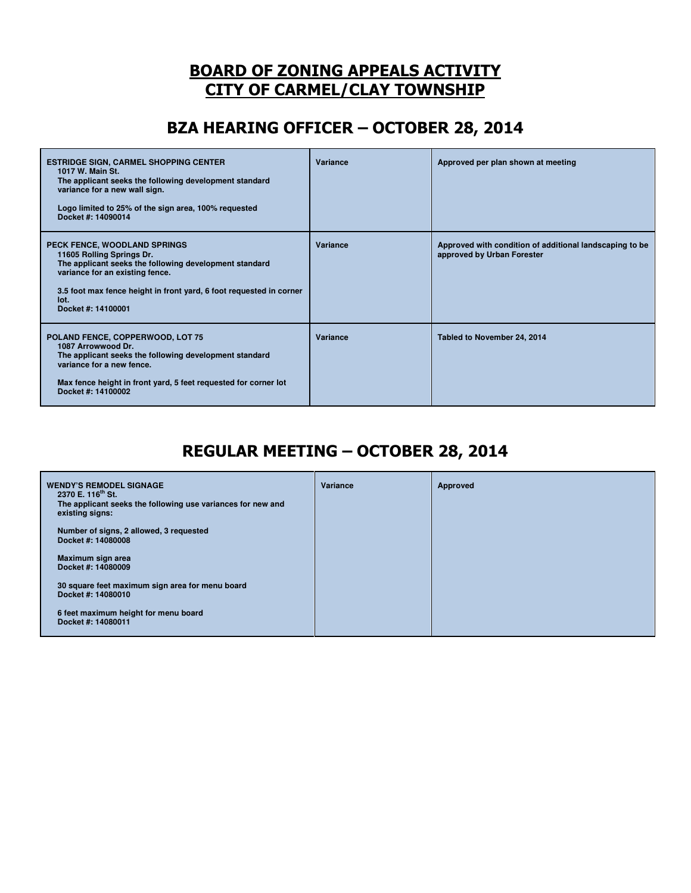# BOARD OF ZONING APPEALS ACTIVITY
# CITY OF CARMEL/CLAY TOWNSHIP

## BZA HEARING OFFICER – OCTOBER 28, 2014

| | | |
|---|---|---|
| **ESTRIDGE SIGN, CARMEL SHOPPING CENTER**<br>**1017 W. Main St.**<br>**The applicant seeks the following development standard variance for a new wall sign.**<br><br>**Logo limited to 25% of the sign area, 100% requested**<br>**Docket #: 14090014** | **Variance** | **Approved per plan shown at meeting** |
| **PECK FENCE, WOODLAND SPRINGS**<br>**11605 Rolling Springs Dr.**<br>**The applicant seeks the following development standard variance for an existing fence.**<br><br>**3.5 foot max fence height in front yard, 6 foot requested in corner lot.**<br>**Docket #: 14100001** | **Variance** | **Approved with condition of additional landscaping to be approved by Urban Forester** |
| **POLAND FENCE, COPPERWOOD, LOT 75**<br>**1087 Arrowwood Dr.**<br>**The applicant seeks the following development standard variance for a new fence.**<br><br>**Max fence height in front yard, 5 feet requested for corner lot**<br>**Docket #: 14100002** | **Variance** | **Tabled to November 24, 2014** |

## REGULAR MEETING – OCTOBER 28, 2014

| | | |
|---|---|---|
| **WENDY'S REMODEL SIGNAGE**<br>**2370 E. 116th St.**<br>**The applicant seeks the following use variances for new and existing signs:**<br><br>**Number of signs, 2 allowed, 3 requested**<br>**Docket #: 14080008**<br><br>**Maximum sign area**<br>**Docket #: 14080009**<br><br>**30 square feet maximum sign area for menu board**<br>**Docket #: 14080010**<br><br>**6 feet maximum height for menu board**<br>**Docket #: 14080011** | **Variance** | **Approved** |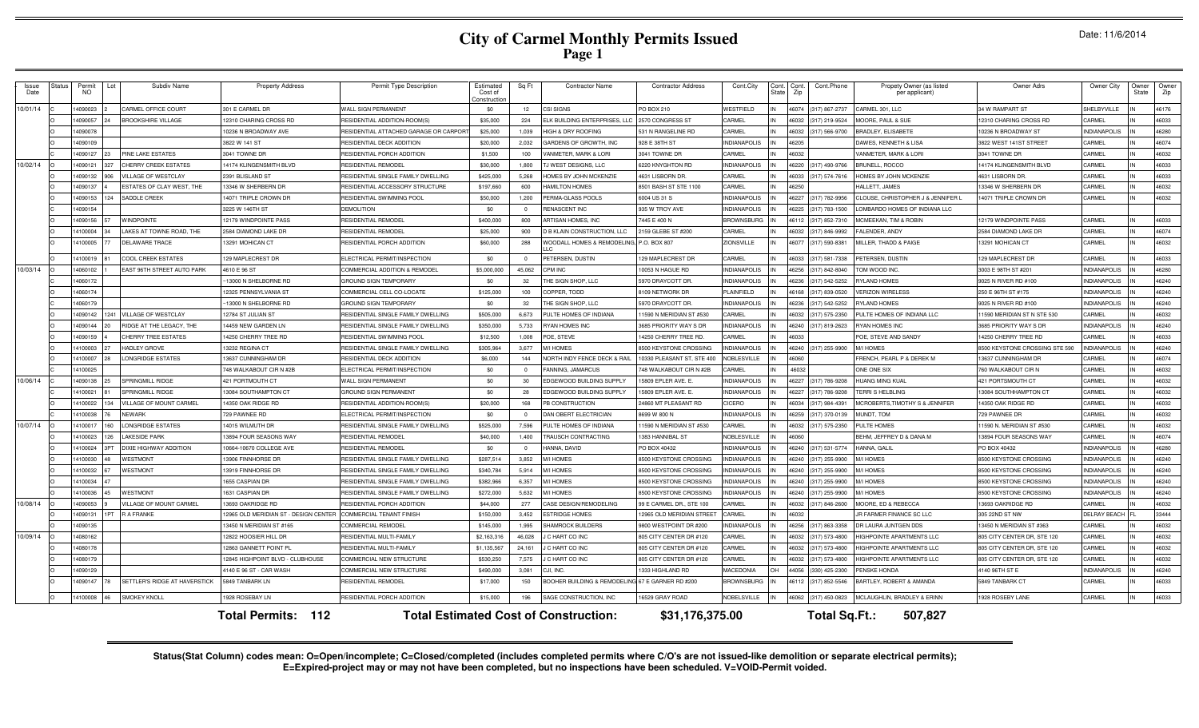# City of Carmel Monthly Permits Issued

Page 1

Date: 11/6/2014

| Issue Date | Status | Permit NO | Lot | Subdiv Name | Property Address | Permit Type Description | Estimated Cost of Construction | Sq Ft | Contractor Name | Contractor Address | Cont.City | Cont. State | Cont. Zip | Cont.Phone | Propety Owner (as listed per applicant) | Owner Adrs | Owner City | Owner State | Owner Zip |
|---|---|---|---|---|---|---|---|---|---|---|---|---|---|---|---|---|---|---|---|
| 10/01/14 | C | 14090023 | 2 | CARMEL OFFICE COURT | 301 E CARMEL DR | WALL SIGN PERMANENT | $0 | 12 | CSI SIGNS | PO BOX 210 | WESTFIELD | IN | 46074 | (317) 867-2737 | CARMEL 301, LLC | 34 W RAMPART ST | SHELBYVILLE | IN | 46176 |
| | O | 14090057 | 24 | BROOKSHIRE VILLAGE | 12310 CHARING CROSS RD | RESIDENTIAL ADDITION-ROOM(S) | $35,000 | 224 | ELK BUILDING ENTERPRISES, LLC | 2570 CONGRESS ST | CARMEL | IN | 46032 | (317) 219-9524 | MOORE, PAUL & SUE | 12310 CHARING CROSS RD | CARMEL | IN | 46033 |
| | O | 14090078 | | | 10236 N BROADWAY AVE | RESIDENTIAL ATTACHED GARAGE OR CARPORT | $25,000 | 1,039 | HIGH & DRY ROOFING | 531 N RANGELINE RD | CARMEL | IN | 46032 | (317) 566-9700 | BRADLEY, ELISABETE | 10236 N BROADWAY ST | INDIANAPOLIS | IN | 46280 |
| | O | 14090109 | | | 3822 W 141 ST | RESIDENTIAL DECK ADDITION | $20,000 | 2,032 | GARDENS OF GROWTH, INC | 928 E 38TH ST | INDIANAPOLIS | IN | 46205 | | DAWES, KENNETH & LISA | 3822 WEST 141ST STREET | CARMEL | IN | 46074 |
| | C | 14090127 | 23 | PINE LAKE ESTATES | 3041 TOWNE DR | RESIDENTIAL PORCH ADDITION | $1,500 | 100 | VANMETER, MARK & LORI | 3041 TOWNE DR | CARMEL | IN | 46032 | | VANMETER, MARK & LORI | 3041 TOWNE DR | CARMEL | IN | 46032 |
| 10/02/14 | O | 14090121 | 327 | CHERRY CREEK ESTATES | 14174 KLINGENSMITH BLVD | RESIDENTIAL REMODEL | $30,000 | 1,800 | TJ WEST DESIGNS, LLC | 6220 KNYGHTON RD | INDIANAPOLIS | IN | 46220 | (317) 490-9766 | BRUNELL, ROCCO | 14174 KLINGENSMITH BLVD | CARMEL | IN | 46033 |
| | O | 14090132 | 906 | VILLAGE OF WESTCLAY | 2391 BLISLAND ST | RESIDENTIAL SINGLE FAMILY DWELLING | $425,000 | 5,268 | HOMES BY JOHN MCKENZIE | 4631 LISBORN DR. | CARMEL | IN | 46033 | (317) 574-7616 | HOMES BY JOHN MCKENZIE | 4631 LISBORN DR. | CARMEL | IN | 46033 |
| | O | 14090137 | 4 | ESTATES OF CLAY WEST, THE | 13346 W SHERBERN DR | RESIDENTIAL ACCESSORY STRUCTURE | $197,660 | 600 | HAMILTON HOMES | 8501 BASH ST STE 1100 | CARMEL | IN | 46250 | | HALLETT, JAMES | 13346 W SHERBERN DR | CARMEL | IN | 46032 |
| | O | 14090153 | 124 | SADDLE CREEK | 14071 TRIPLE CROWN DR | RESIDENTIAL SWIMMING POOL | $50,000 | 1,200 | PERMA-GLASS POOLS | 6004 US 31 S | INDIANAPOLIS | IN | 46227 | (317) 782-9956 | CLOUSE, CHRISTOPHER J & JENNIFER L | 14071 TRIPLE CROWN DR | CARMEL | IN | 46032 |
| | O | 14090154 | | | 3225 W 146TH ST | DEMOLITION | $0 | 0 | RENASCENT INC | 935 W TROY AVE | INDIANAPOLIS | IN | 46225 | (317) 783-1500 | LOMBARDO HOMES OF INDIANA LLC | | | | |
| | O | 14090156 | 57 | WINDPOINTE | 12179 WINDPOINTE PASS | RESIDENTIAL REMODEL | $400,000 | 800 | ARTISAN HOMES, INC | 7445 E 400 N | BROWNSBURG | IN | 46112 | (317) 852-7310 | MCMEEKAN, TIM & ROBIN | 12179 WINDPOINTE PASS | CARMEL | IN | 46033 |
| | O | 14100004 | 34 | LAKES AT TOWNE ROAD, THE | 2584 DIAMOND LAKE DR | RESIDENTIAL REMODEL | $25,000 | 900 | D B KLAIN CONSTRUCTION, LLC | 2159 GLEBE ST #200 | CARMEL | IN | 46032 | (317) 846-9992 | FALENDER, ANDY | 2584 DIAMOND LAKE DR | CARMEL | IN | 46074 |
| | O | 14100005 | 77 | DELAWARE TRACE | 13291 MOHICAN CT | RESIDENTIAL PORCH ADDITION | $60,000 | 288 | WOODALL HOMES & REMODELING, LLC | P.O. BOX 807 | ZIONSVILLE | IN | 46077 | (317) 590-8381 | MILLER, THADD & PAIGE | 13291 MOHICAN CT | CARMEL | IN | 46032 |
| | O | 14100019 | 81 | COOL CREEK ESTATES | 129 MAPLECREST DR | ELECTRICAL PERMIT/INSPECTION | $0 | 0 | PETERSEN, DUSTIN | 129 MAPLECREST DR | CARMEL | IN | 46033 | (317) 581-7338 | PETERSEN, DUSTIN | 129 MAPLECREST DR | CARMEL | IN | 46033 |
| 10/03/14 | O | 14060102 | 1 | EAST 96TH STREET AUTO PARK | 4610 E 96 ST | COMMERCIAL ADDITION & REMODEL | $5,000,000 | 45,062 | CPM INC | 10053 N HAGUE RD | INDIANAPOLIS | IN | 46256 | (317) 842-8040 | TOM WOOD INC. | 3003 E 98TH ST #201 | INDIANAPOLIS | IN | 46280 |
| | C | 14060172 | | | ~13000 N SHELBORNE RD | GROUND SIGN TEMPORARY | $0 | 32 | THE SIGN SHOP, LLC | 5970 DRAYCOTT DR. | INDIANAPOLIS | IN | 46236 | (317) 542-5252 | RYLAND HOMES | 9025 N RIVER RD #100 | INDIANAPOLIS | IN | 46240 |
| | C | 14060174 | | | 12325 PENNSYLVANIA ST | COMMERCIAL CELL CO-LOCATE | $125,000 | 100 | COPPER, TODD | 8109 NETWORK DR | PLAINFIELD | IN | 46168 | (317) 839-0520 | VERIZON WIRELESS | 250 E 96TH ST #175 | INDIANAPOLIS | IN | 46240 |
| | C | 14060179 | | | ~13000 N SHELBORNE RD | GROUND SIGN TEMPORARY | $0 | 32 | THE SIGN SHOP, LLC | 5970 DRAYCOTT DR. | INDIANAPOLIS | IN | 46236 | (317) 542-5252 | RYLAND HOMES | 9025 N RIVER RD #100 | INDIANAPOLIS | IN | 46240 |
| | O | 14090142 | 1241 | VILLAGE OF WESTCLAY | 12784 ST JULIAN ST | RESIDENTIAL SINGLE FAMILY DWELLING | $505,000 | 6,673 | PULTE HOMES OF INDIANA | 11590 N MERIDIAN ST #530 | CARMEL | IN | 46032 | (317) 575-2350 | PULTE HOMES OF INDIANA LLC | 11590 MERIDIAN ST N STE 530 | CARMEL | IN | 46032 |
| | O | 14090144 | 20 | RIDGE AT THE LEGACY, THE | 14459 NEW GARDEN LN | RESIDENTIAL SINGLE FAMILY DWELLING | $350,000 | 5,733 | RYAN HOMES INC | 3685 PRIORITY WAY S DR | INDIANAPOLIS | IN | 46240 | (317) 819-2623 | RYAN HOMES INC | 3685 PRIORITY WAY S DR | INDIANAPOLIS | IN | 46240 |
| | O | 14090159 | 4 | CHERRY TREE ESTATES | 14250 CHERRY TREE RD | RESIDENTIAL SWIMMING POOL | $12,500 | 1,008 | POE, STEVE | 14250 CHERRY TREE RD. | CARMEL | IN | 46033 | | POE, STEVE AND SANDY | 14250 CHERRY TREE RD | CARMEL | IN | 46033 |
| | O | 14100003 | 27 | HADLEY GROVE | 13232 REGINA CT | RESIDENTIAL SINGLE FAMILY DWELLING | $305,964 | 3,677 | M/I HOMES | 8500 KEYSTONE CROSSING | INDIANAPOLIS | IN | 46240 | (317) 255-9900 | M/I HOMES | 8500 KEYSTONE CROSSING STE 590 | INDIANAPOLIS | IN | 46240 |
| | O | 14100007 | 28 | LONGRIDGE ESTATES | 13637 CUNNINGHAM DR | RESIDENTIAL DECK ADDITION | $6,000 | 144 | NORTH INDY FENCE DECK & RAIL | 10330 PLEASANT ST, STE 400 | NOBLESVILLE | IN | 46060 | | FRENCH, PEARL P & DEREK M | 13637 CUNNINGHAM DR | CARMEL | IN | 46074 |
| | C | 14100025 | | | 748 WALKABOUT CIR N #2B | ELECTRICAL PERMIT/INSPECTION | $0 | 0 | FANNING, JAMARCUS | 748 WALKABOUT CIR N #2B | CARMEL | IN | 46032 | | ONE ONE SIX | 760 WALKABOUT CIR N | CARMEL | IN | 46032 |
| 10/06/14 | C | 14090138 | 25 | SPRINGMILL RIDGE | 421 PORTMOUTH CT | WALL SIGN PERMANENT | $0 | 30 | EDGEWOOD BUILDING SUPPLY | 15809 EPLER AVE. E. | INDIANAPOLIS | IN | 46227 | (317) 786-9208 | HUANG MING KUAL | 421 PORTSMOUTH CT | CARMEL | IN | 46032 |
| | C | 14100021 | 81 | SPRINGMILL RIDGE | 13084 SOUTHAMPTON CT | GROUND SIGN PERMANENT | $0 | 28 | EDGEWOOD BUILDING SUPPLY | 15809 EPLER AVE. E. | INDIANAPOLIS | IN | 46227 | (317) 786-9208 | TERRI S HELBLING | 13084 SOUTHHAMPTON CT | CARMEL | IN | 46032 |
| | O | 14100022 | 134 | VILLAGE OF MOUNT CARMEL | 14350 OAK RIDGE RD | RESIDENTIAL ADDITION-ROOM(S) | $20,000 | 168 | PB CONSTRUCTION | 24860 MT PLEASANT RD | CICERO | IN | 46034 | (317) 984-4391 | MCROBERTS,TIMOTHY S & JENNIFER | 14350 OAK RIDGE RD | CARMEL | IN | 46032 |
| | C | 14100038 | 76 | NEWARK | 729 PAWNEE RD | ELECTRICAL PERMIT/INSPECTION | $0 | 0 | DAN OBERT ELECTRICIAN | 8699 W 800 N | INDIANAPOLIS | IN | 46259 | (317) 370-0139 | MUNDT, TOM | 729 PAWNEE DR | CARMEL | IN | 46032 |
| 10/07/14 | O | 14100017 | 160 | LONGRIDGE ESTATES | 14015 WILMUTH DR | RESIDENTIAL SINGLE FAMILY DWELLING | $525,000 | 7,596 | PULTE HOMES OF INDIANA | 11590 N MERIDIAN ST #530 | CARMEL | IN | 46032 | (317) 575-2350 | PULTE HOMES | 11590 N. MERIDIAN ST #530 | CARMEL | IN | 46032 |
| | O | 14100023 | 126 | LAKESIDE PARK | 13894 FOUR SEASONS WAY | RESIDENTIAL REMODEL | $40,000 | 1,400 | TRAUSCH CONTRACTING | 1383 HANNIBAL ST | NOBLESVILLE | IN | 46060 | | BEHM, JEFFREY D & DANA M | 13894 FOUR SEASONS WAY | CARMEL | IN | 46074 |
| | O | 14100024 | 3PT | DIXIE HIGHWAY ADDITION | 10664-10670 COLLEGE AVE | RESIDENTIAL REMODEL | $0 | 0 | HANNA, DAVID | PO BOX 40432 | INDIANAPOLIS | IN | 46240 | (317) 531-5774 | HANNA, GALIL | PO BOX 40432 | INDIANAPOLIS | IN | 46280 |
| | O | 14100030 | 48 | WESTMONT | 13906 FINNHORSE DR | RESIDENTIAL SINGLE FAMILY DWELLING | $287,514 | 3,852 | M/I HOMES | 8500 KEYSTONE CROSSING | INDIANAPOLIS | IN | 46240 | (317) 255-9900 | M/I HOMES | 8500 KEYSTONE CROSSING | INDIANAPOLIS | IN | 46240 |
| | O | 14100032 | 67 | WESTMONT | 13919 FINNHORSE DR | RESIDENTIAL SINGLE FAMILY DWELLING | $340,784 | 5,914 | M/I HOMES | 8500 KEYSTONE CROSSING | INDIANAPOLIS | IN | 46240 | (317) 255-9900 | M/I HOMES | 8500 KEYSTONE CROSSING | INDIANAPOLIS | IN | 46240 |
| | O | 14100034 | 47 | | 1655 CASPIAN DR | RESIDENTIAL SINGLE FAMILY DWELLING | $382,966 | 6,357 | M/I HOMES | 8500 KEYSTONE CROSSING | INDIANAPOLIS | IN | 46240 | (317) 255-9900 | M/I HOMES | 8500 KEYSTONE CROSSING | INDIANAPOLIS | IN | 46240 |
| | O | 14100036 | 45 | WESTMONT | 1631 CASPIAN DR | RESIDENTIAL SINGLE FAMILY DWELLING | $272,000 | 5,632 | M/I HOMES | 8500 KEYSTONE CROSSING | INDIANAPOLIS | IN | 46240 | (317) 255-9900 | M/I HOMES | 8500 KEYSTONE CROSSING | INDIANAPOLIS | IN | 46240 |
| 10/08/14 | O | 14090053 | 9 | VILLAGE OF MOUNT CARMEL | 13693 OAKRIDGE RD | RESIDENTIAL PORCH ADDITION | $44,000 | 277 | CASE DESIGN/REMODELING | 99 E CARMEL DR., STE 100 | CARMEL | IN | 46032 | (317) 846-2600 | MOORE, ED & REBECCA | 13693 OAKRIDGE RD | CARMEL | IN | 46032 |
| | O | 14090131 | 1PT | R A FRANKE | 12965 OLD MERIDIAN ST - DESIGN CENTER | COMMERCIAL TENANT FINISH | $150,000 | 3,452 | ESTRIDGE HOMES | 12965 OLD MERIDIAN STREET | CARMEL | IN | 46032 | | JR FARMER FINANCE SC LLC | 305 22ND ST NW | DELRAY BEACH | FL | 33444 |
| | O | 14090135 | | | 13450 N MERIDIAN ST #165 | COMMERCIAL REMODEL | $145,000 | 1,995 | SHAMROCK BUILDERS | 9800 WESTPOINT DR #200 | INDIANAPOLIS | IN | 46256 | (317) 863-3358 | DR LAURA JUNTGEN DDS | 13450 N MERIDIAN ST #363 | CARMEL | IN | 46032 |
| 10/09/14 | O | 14080162 | | | 12822 HOOSIER HILL DR | RESIDENTIAL MULTI-FAMILY | $2,163,316 | 46,028 | J C HART CO INC | 805 CITY CENTER DR #120 | CARMEL | IN | 46032 | (317) 573-4800 | HIGHPOINTE APARTMENTS LLC | 805 CITY CENTER DR, STE 120 | CARMEL | IN | 46032 |
| | O | 14080178 | | | 12863 GANNETT POINT PL | RESIDENTIAL MULTI-FAMILY | $1,135,567 | 24,161 | J C HART CO INC | 805 CITY CENTER DR #120 | CARMEL | IN | 46032 | (317) 573-4800 | HIGHPOINTE APARTMENTS LLC | 805 CITY CENTER DR, STE 120 | CARMEL | IN | 46032 |
| | O | 14080179 | | | 12845 HIGHPOINT BLVD - CLUBHOUSE | COMMERCIAL NEW STRUCTURE | $530,250 | 7,575 | J C HART CO INC | 805 CITY CENTER DR #120 | CARMEL | IN | 46032 | (317) 573-4800 | HIGHPOINTE APARTMENTS LLC | 805 CITY CENTER DR, STE 120 | CARMEL | IN | 46032 |
| | O | 14090129 | | | 4140 E 96 ST - CAR WASH | COMMERCIAL NEW STRUCTURE | $490,000 | 3,081 | CJI, INC. | 1333 HIGHLAND RD | MACEDONIA | OH | 44056 | (330) 425-2300 | PENSKE HONDA | 4140 96TH ST E | INDIANAPOLIS | IN | 46240 |
| | O | 14090147 | 78 | SETTLER'S RIDGE AT HAVERSTICK | 5849 TANBARK LN | RESIDENTIAL REMODEL | $17,000 | 150 | BOOHER BUILDING & REMODELING | 67 E GARNER RD #200 | BROWNSBURG | IN | 46112 | (317) 852-5546 | BARTLEY, ROBERT & AMANDA | 5849 TANBARK CT | CARMEL | IN | 46033 |
| | O | 14100008 | 46 | SMOKEY KNOLL | 1928 ROSEBAY LN | RESIDENTIAL PORCH ADDITION | $15,000 | 196 | SAGE CONSTRUCTION, INC | 16529 GRAY ROAD | NOBELSVILLE | IN | 46062 | (317) 450-0823 | MCLAUGHLIN, BRADLEY & ERINN | 1928 ROSEBY LANE | CARMEL | IN | 46033 |

**Total Permits: 112** **Total Estimated Cost of Construction: $31,176,375.00** **Total Sq.Ft.: 507,827**

**Status(Stat Column) codes mean: O=Open/incomplete; C=Closed/completed (includes completed permits where C/O's are not issued-like demolition or separate electrical permits); E=Expired-project may or may not have been completed, but no inspections have been scheduled. V=VOID-Permit voided.**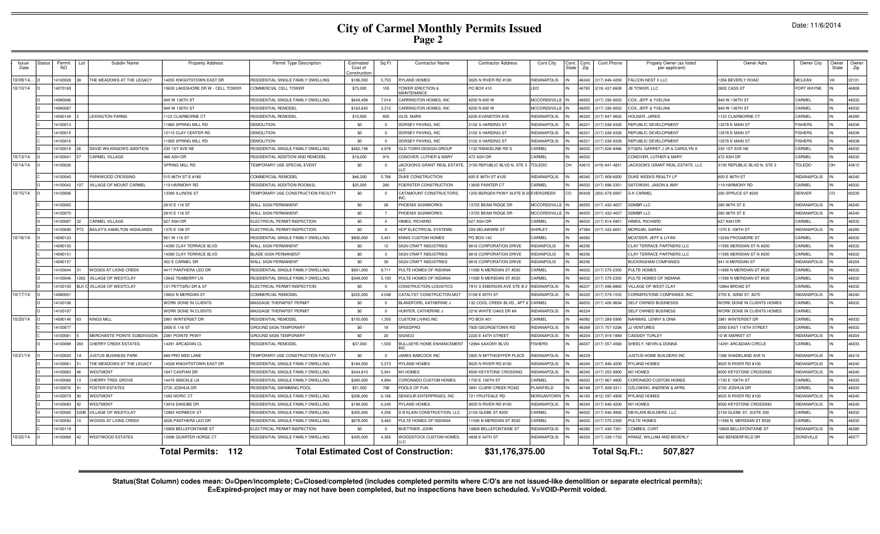# City of Carmel Monthly Permits Issued
## Page 2

Date: 11/6/2014

| Issue Date | Status | Permit NO | Lot | Subdiv Name | Property Address | Permit Type Description | Estimated Cost of Construction | Sq Ft | Contractor Name | Contractor Address | Contractor City | Cont. State | Cont. Zip | Cont.Phone | Propety Owner (as listed per applicant) | Owner Adrs | Owner City | Owner State | Owner Zip |
|---|---|---|---|---|---|---|---|---|---|---|---|---|---|---|---|---|---|---|---|
| 10/09/14... | O | 14100028 | 38 | THE MEADOWS AT THE LEGACY | 14055 KNIGHTSTOWN EAST DR | RESIDENTIAL SINGLE FAMILY DWELLING | $186,000 | 5,753 | RYLAND HOMES | 9025 N RIVER RD #100 | INDIANAPOLIS | IN | 46240 | (317) 846-4200 | FALCON NEST II LLC | 1356 BEVERLY ROAD | MCLEAN | VA | 22101 |
| 10/10/14 | O | 14070169 | | | 10630 LAKESHORE DR W - CELL TOWER | COMMERCIAL CELL TOWER | $75,000 | 100 | TOWER ERECTION & MAINTENANCE | PO BOX 410 | LEO | IN | 46765 | (219) 437-6608 | JB TOWER, LLC | 2602 CASS ST | FORT WAYNE | IN | 46808 |
| | O | 14080086 | | | 949 W 136TH ST | RESIDENTIAL SINGLE FAMILY DWELLING | $649,408 | 7,014 | CARRINGTON HOMES, INC | 8250 N 600 W | MCCORDSVILLE | IN | 46055 | (317) 336-8002 | COX, JEFF & YVELINA | 949 W 136TH ST | CARMEL | IN | 46032 |
| | O | 14080087 | | | 949 W 136TH ST | RESIDENTIAL REMODEL | $163,645 | 3,312 | CARRINGTON HOMES, INC | 8250 N 600 W | MCCORDSVILLE | IN | 46055 | (317) 336-8002 | COX, JEFF & YVELINA | 949 W 136TH ST | CARMEL | IN | 46032 |
| | O | 14090148 | 2 | LEXINGTON FARMS | 1123 CLAIRBORNE CT | RESIDENTIAL REMODEL | $10,000 | 800 | OLIS, MARK | 6226 EVANSTON AVE | INDIANAPOLIS | IN | 46220 | (317) 847-9602 | HOUSER, JARED | 1123 CLAIRBORNE CT | CARMEL | IN | 46280 |
| | O | 14100013 | | | 11960 SPRING MILL RD | DEMOLITION | $0 | 0 | DORSEY PAVING, INC | 2102 S HARDING ST | INDIANAPOLIS | IN | 46221 | (317) 638-9326 | REPUBLIC DEVELOPMENT | 13578 E MAIN ST | FISHERS | IN | 46038 |
| | O | 14100015 | | | 12115 CLAY CENTER RD | DEMOLITION | $0 | 0 | DORSEY PAVING, INC | 2102 S HARDING ST | INDIANAPOLIS | IN | 46221 | (317) 638-9326 | REPUBLIC DEVELOPMENT | 13578 E MAIN ST | FISHERS | IN | 46038 |
| | O | 14100016 | | | 11950 SPRING MILL RD | DEMOLITION | $0 | 0 | DORSEY PAVING, INC | 2102 S HARDING ST | INDIANAPOLIS | IN | 46221 | (317) 638-9326 | REPUBLIC DEVELOPMENT | 13578 E MAIN ST | FISHERS | IN | 46038 |
| | O | 14100018 | 26 | DAVID WILKINSON'S ADDITION | 230 1ST AVE NE | RESIDENTIAL SINGLE FAMILY DWELLING | $462,198 | 4,978 | OLD TOWN DESIGN GROUP | 1132 RANGELINE RD S | CARMEL | IN | 46032 | (317) 626-8486 | ETGEN, GARRET J JR & CAROLYN A | 230 1ST AVE NE | CARMEL | IN | 46032 |
| 10/13/14 | O | 14100041 | 57 | CARMEL VILLAGE | 466 ASH DR | RESIDENTIAL ADDITION AND REMODEL | $19,200 | 915 | CONOVER, LUTHER & MARY | 472 ASH DR | CARMEL | IN | 46032 | | CONOVER, LUTHER & MARY | 472 ASH DR | CARMEL | IN | 46032 |
| 10/14/14 | O | 14100026 | | | SPRING MILL RD | TEMPORARY USE SPECIAL EVENT | $0 | 0 | JACKSON'S GRANT REAL ESTATE, LLC | 3150 REPUBLIC BLVD N, STE 3 | TOLEDO | OH | 43615 | (419) 841-4831 | JACKSON'S GRANT REAL ESTATE, LLC | 3150 REPUBLIC BLVD N, STE 3 | TOLEDO | OH | 43615 |
| | C | 14100040 | | PARKWOOD CROSSING | 510 96TH ST E #180 | COMMERCIAL REMODEL | $46,200 | 5,766 | DUKE CONSTRUCTION | 600 E 96TH ST #100 | INDIANAPOLIS | IN | 46240 | (317) 808-6000 | DUKE WEEKS REALTY LP | 600 E 96TH ST | INDIANAPOLIS | IN | 46240 |
| | O | 14100042 | 107 | VILLAGE OF MOUNT CARMEL | 119 HARMONY RD | RESIDENTIAL ADDITION-ROOM(S) | $25,000 | 280 | FOERSTER CONSTRUCTION | 13830 PAINTER CT | CARMEL | IN | 46032 | (317) 896-2351 | SATOWSKI, JASON & AMY | 119 HARMONY RD | CARMEL | IN | 46032 |
| 10/15/14 | O | 14100006 | | | 13390 ILLINOIS ST | TEMPORARY USE CONSTRUCTION FACILITY | $0 | 0 | CATAMOUNT CONSTRUCTORS, INC. | 1250 BERGEN PKWY SUITE B-20 | EVERGREEN | CO | 80439 | (303) 679-0087 | S-K CARMEL | 200 SPRUCE ST #200 | DENVER | CO | 80230 |
| | C | 14100065 | | | 2810 E 116 ST | WALL SIGN PERMANENT | $0 | 28 | PHOENIX SIGNWORKS | 13725 BEAM RIDGE DR | MCCORDSVILLE | IN | 46055 | (317) 432-4027 | SDMBR LLC | 280 96TH ST E | INDIANAPOLIS | IN | 46240 |
| | C | 14100070 | | | 2810 E 116 ST | WALL SIGN PERMANENT | $0 | 7 | PHOENIX SIGNWORKS | 13725 BEAM RIDGE DR | MCCORDSVILLE | IN | 46055 | (317) 432-4027 | SDMBR LLC | 280 96TH ST E | INDIANAPOLIS | IN | 46240 |
| | O | 14100087 | 32 | CARMEL VILLAGE | 627 ASH DR | ELECTRICAL PERMIT/INSPECTION | $0 | 0 | HIMES, RICHARD | 627 ASH DR | CARMEL | IN | 46032 | (317) 814-0951 | HIMES, RICHARD | 627 ASH DR | CARMEL | IN | 46032 |
| | O | 14100090 | PT2 | BAILEY'S HAMILTON HIGHLANDS | 1370 E 106 ST | ELECTRICAL PERMIT/INSPECTION | $0 | 0 | HCP ELECTRICAL SYSTEMS | 209 DELAWARE ST | SHIRLEY | IN | 47384 | (317) 432-6651 | MORGAN, SARAH | 1370 E 106TH ST | INDIANAPOLIS | IN | 46280 |
| 10/16/14 | O | 14090123 | | | 951 W 116 ST | RESIDENTIAL SINGLE FAMILY DWELLING | $800,000 | 5,451 | ENNIS CUSTOM HOMES | PO BOX 142 | CARMEL | IN | 46082 | | MCATEER, JEFF & LIYAN | 13249 FROGMORE ST | CARMEL | IN | 46032 |
| | C | 14090150 | | | 14390 CLAY TERRACE BLVD | WALL SIGN PERMANENT | $0 | 12 | SIGN CRAFT INDUSTRIES | 8816 CORPORATION DRIVE | INDIANPOLIS | IN | 46256 | | CLAY TERRACE PARTNERS LLC | 11595 MERIDIAN ST N #250 | CARMEL | IN | 46032 |
| | C | 14090151 | | | 14390 CLAY TERRACE BLVD | BLADE SIGN PERMANENT | $0 | 3 | SIGN CRAFT INDUSTRIES | 8816 CORPORATION DRIVE | INDIANPOLIS | IN | 46256 | | CLAY TERRACE PARTNERS LLC | 11595 MERIDIAN ST N #250 | CARMEL | IN | 46032 |
| | C | 14090157 | | | 452 E CARMEL DR | WALL SIGN PERMANENT | $0 | 39 | SIGN CRAFT INDUSTRIES | 8816 CORPORATION DRIVE | INDIANPOLIS | IN | 46256 | | BUCKINGHAM COMPANIES | 941 N MERIDIAN ST | INDIANAPOLIS | IN | 46204 |
| | O | 14100044 | 31 | WOODS AT LIONS CREEK | 4417 PANTHERA LEO DR | RESIDENTIAL SINGLE FAMILY DWELLING | $601,000 | 8,711 | PULTE HOMES OF INDIANA | 11590 N MERIDIAN ST #530 | CARMEL | IN | 46032 | (317) 575-2350 | PULTE HOMES | 11590 N MERIDIAN ST #530 | CARMEL | IN | 46032 |
| | O | 14100046 | 1262 | VILLAGE OF WESTCLAY | 12642 TEABERRY LN | RESIDENTIAL SINGLE FAMILY DWELLING | $348,000 | 5,150 | PULTE HOMES OF INDIANA | 11590 N MERIDIAN ST #530 | CARMEL | IN | 46032 | (317) 575-2350 | PULTE HOMES OF INDIANA | 11590 N MERIDIAN ST #530 | CARMEL | IN | 46032 |
| | O | 14100100 | BLK C | VILLAGE OF WESTCLAY | 131 PETTGRU DR & ST | ELECTRICAL PERMIT/INSPECTION | $0 | 0 | CONSTRUCTION LOGISTICS | 7915 S EMERSON AVE STE B-2 | INDIANAPOLIS | IN | 46237 | (317) 696-8882 | VILLAGE OF WEST CLAY | 12884 BROAD ST | CARMEL | IN | 46032 |
| 10/17/14 | O | 14080001 | | | 10603 N MERIDIAN ST | COMMERCIAL REMODEL | $225,000 | 4,048 | CATALYST CONSTRUCTON MGT | 5158 E 65TH ST | INDIANAPOLIS | IN | 46220 | (317) 579-1555 | CORNERSTONE COMPANIES, INC. | 3755 E. 82ND ST. #270 | INDIANAPOLIS | IN | 46240 |
| | O | 14100106 | | | WORK DONE IN CLIENTS | MASSAGE THERAPIST PERMIT | $0 | 0 | BLANDFORD, KATHERINE J | 132 COOL CREEK BLVD., APT 6 | CARMEL | IN | 46032 | (317) 426-9694 | SELF OWNED BUSINESSS | WORK DONE IN CLIENTS HOMES | CARMEL | IN | 46032 |
| | O | 14100107 | | | WORK DONE IN CLIENTS | MASSAGE THERAPIST PERMIT | $0 | 0 | HUNTER, CATHERINE J | 2216 WHITE OAKS DR #A | INDIANAPOLIS | IN | 46224 | | SELF OWNED BUSINESS | WORK DONE IN CLIENTS HOMES | CARMEL | | |
| 10/20/14 | O | 14090146 | 63 | KINGS MILL | 2981 WINTERSET DR | RESIDENTIAL REMODEL | $150,000 | 1,350 | CUSTOM LIVING INC | PO BOX 401 | CARMEL | IN | 46082 | (317) 289-5990 | NAHMIAS, LENNY & DINA | 2981 WINTERSET DR | CARMEL | IN | 46032 |
| | C | 14100077 | | | 2000 E 116 ST | GROUND SIGN TEMPORARY | $0 | 18 | SPEEDPRO | 7920 GEORGETOWN RD | INDIANAPOLIS | IN | 46268 | (317) 757-5298 | JJ VENTURES | 2000 EAST 116TH STREET | CARMEL | IN | 46032 |
| | C | 14100081 | 5 | MERCHANTS' POINTE SUBDIVISION | 2381 POINTE PKWY | GROUND SIGN TEMPORARY | $0 | 20 | SIGNCO | 2220 E 44TH STREET | INDIANAPOLIS | IN | 46204 | (317) 919-1889 | CASSIDY TURLEY | 10 W MARKET ST | INDIANAPOLIS | IN | 46204 |
| | O | 14100088 | 283 | CHERRY CREEK ESTATES | 14291 ARCADIAN CL | RESIDENTIAL REMODEL | $37,000 | 1,500 | BULLSEYE HOME ENHANCEMENT INC | 12994 SAXONY BLVD | FISHERS | IN | 46037 | (317) 557-4566 | SHEELY, NEVIN & DONNA | 14291 ARCADIAN CIRCLE | CARMEL | IN | 46033 |
| 10/21/14 | O | 14100020 | 1A | JUSTUS BUSINESS PARK | 689 PRO MED LANE | TEMPORARY USE CONSTRUCTION FACILITY | $0 | 0 | JAMES BABCOCK INC | 2925 N MITTHOEFFER PLACE | INDIANAPOLIS | IN | 46229 | | JUSTUS HOME BUILDERS INC | 1398 SHADELAND AVE N | INDIANAPOLIS | IN | 46219 |
| | O | 14100061 | 51 | THE MEADOWS AT THE LEGACY | 14028 KNIGHTSTOWN EAST DR | RESIDENTIAL SINGLE FAMILY DWELLING | $184,000 | 5,573 | RYLAND HOMES | 9025 N RIVER RD #100 | INDIANAPOLIS | IN | 46240 | (317) 846-4200 | RYLAND HOMES | 9025 N RIVER RD #100 | INDIANAPOLIS | IN | 46240 |
| | O | 14100063 | 46 | WESTMONT | 1647 CASPIAN DR | RESIDENTIAL SINGLE FAMILY DWELLING | $434,810 | 5,941 | M/I HOMES | 8500 KEYSTONE CROSSING | INDIANAPOLIS | IN | 46240 | (317) 255-9900 | M/I HOMES | 8500 KEYSTONE CROSSING | INDIANAPOLIS | IN | 46240 |
| | O | 14100066 | 13 | CHERRY TREE GROVE | 14470 SMICKLE LN | RESIDENTIAL SINGLE FAMILY DWELLING | $340,000 | 4,894 | CORONADO CUSTOM HOMES | 1730 E 156TH ST | CARMEL | IN | 46033 | (317) 867-4800 | CORONADO CUSTOM HOMES | 1730 E 156TH ST | CARMEL | IN | 46033 |
| | O | 14100076 | 91 | FOSTER ESTATES | 2735 JOSHUA DR | RESIDENTIAL SWIMMING POOL | $51,000 | 798 | POOLS OF FUN | 3891 CLARK CREEK ROAD | PLAINFIELD | IN | 46168 | (317) 839-3311 | OZLOWSKI, ANDREW & APRIL | 2735 JOSHUA DR | CARMEL | IN | 46033 |
| | O | 14100079 | 90 | WESTMONT | 1583 NORIC CT | RESIDENTIAL SINGLE FAMILY DWELLING | $206,000 | 6,166 | SENIOUR ENTERPRISES, INC | 721 FRUITDALE RD | MORGANTOWN | IN | 46160 | (812) 597-4908 | RYLAND HOMES | 9025 N RIVER RD #100 | INDIANAPOLIS | IN | 46240 |
| | O | 14100083 | 92 | WESTMONT | 13918 DANUBE DR | RESIDENTIAL SINGLE FAMILY DWELLING | $198,000 | 6,245 | RYLAND HOMES | 9025 N RIVER RD #100 | INDIANAPOLIS | IN | 46240 | (317) 846-4200 | M/I HOMES | 8500 KEYSTONE CROSSING | INDIANAPOLIS | IN | 46240 |
| | O | 14100085 | 520B | VILLAGE OF WESTCLAY | 12883 HORBECK ST | RESIDENTIAL SINGLE FAMILY DWELLING | $350,000 | 4,256 | D B KLAIN CONSTRUCTION, LLC | 2159 GLEBE ST #200 | CARMEL | IN | 46032 | (317) 846-9992 | DB KLAIN BUILDERS, LLC | 2159 GLEBE ST, SUITE 200 | CARMEL | IN | 46032 |
| | O | 14100093 | 10 | WOODS AT LIONS CREEK | 4526 PANTHERA LEO DR | RESIDENTIAL SINGLE FAMILY DWELLING | $678,000 | 9,462 | PULTE HOMES OF INDIANA | 11590 N MERIDIAN ST #530 | CARMEL | IN | 46032 | (317) 575-2350 | PULTE HOMES | 11590 N. MERIDIAN ST #530 | CARMEL | IN | 46032 |
| | C | 14100118 | | | 10809 BELLEFONTAINE ST | ELECTRICAL PERMIT/INSPECTION | $0 | 0 | BUETTNER, JOHN | 10809 BELLEFONTAINE ST | INDIANAPOLIS | IN | 46280 | (317) 430-7301 | COMBES, CURT | 10809 BELLEFONTAINE ST | INDIANAPOLIS | IN | 46280 |
| 10/22/14 | O | 14100068 | 42 | WESTWOOD ESTATES | 13996 QUARTER HORSE CT | RESIDENTIAL SINGLE FAMILY DWELLING | $405,000 | 4,365 | WOODSTOCK CUSTOM HOMES, LLC | 4838 E 64TH ST | INDIANAPOLIS | IN | 46220 | (317) 339-1732 | KRANZ, WILLIAM AND BEVERLY | 460 BENDERFIELD DR | ZIONSVILLE | IN | 46077 |

**Total Permits: 112** **Total Estimated Cost of Construction: $31,176,375.00** **Total Sq.Ft.: 507,827**

**Status(Stat Column) codes mean: O=Open/incomplete; C=Closed/completed (includes completed permits where C/O's are not issued-like demolition or separate electrical permits); E=Expired-project may or may not have been completed, but no inspections have been scheduled. V=VOID-Permit voided.**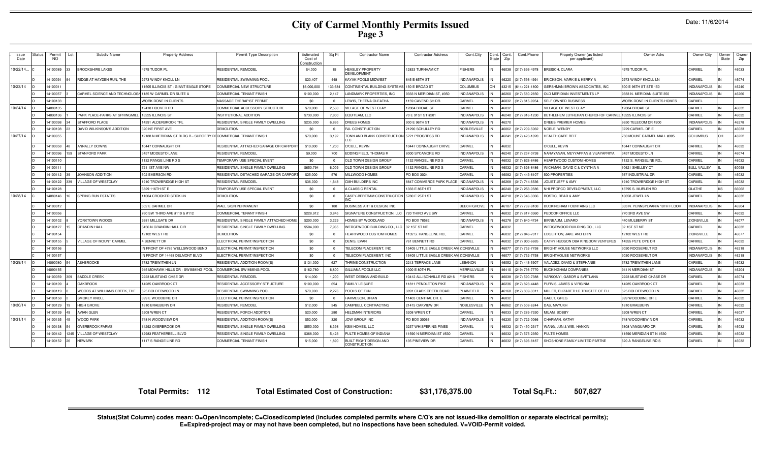# City of Carmel Monthly Permits Issued
## Page 3

Date: 11/6/2014

| Issue Date | Status | Permit NO | Lot | Subdiv Name | Property Address | Permit Type Description | Estimated Cost of Construction | Sq Ft | Contractor Name | Contractor Address | Cont.City | Cont. State | Cont. Zip | Cont.Phone | Propety Owner (as listed per applicant) | Owner Adrs | Owner City | Owner State | Owner Zip |
|---|---|---|---|---|---|---|---|---|---|---|---|---|---|---|---|---|---|---|---|
| 10/22/14... | C | 14100089 | 33 | BROOKSHIRE LAKES | 4975 TUDOR PL | RESIDENTIAL REMODEL | $4,000 | 15 | HEASLEY PROPERTY DEVELOPMENT | 12833 TURNHAM CT | FISHERS | IN | 46038 | (317) 693-4978 | BREISCH, CLARA | 4975 TUDOR PL | CARMEL | IN | 46033 |
| | O | 14100091 | 94 | RIDGE AT HAYDEN RUN, THE | 2973 WINDY KNOLL LN | RESIDENTIAL SWIMMING POOL | $23,407 | 448 | KAYAK POOLS MIDWEST | 845 E 65TH ST | INDIANAPOLIS | IN | 46220 | (317) 536-4991 | ERICKSON, MARK E & KERRY A | 2973 WINDY KNOLL LN | CARMEL | IN | 46074 |
| 10/23/14 | O | 14100011 | | | 11505 ILLINOIS ST - GIANT EAGLE STORE | COMMERCIAL NEW STRUCTURE | $6,000,000 | 133,634 | CONTINENTAL BUILDING SYSTEMS | 150 E BROAD ST | COLUMBUS | OH | 43215 | (614) 221-1800 | GERSHMAN BROWN ASSOCIATES, INC | 600 E 96TH ST STE 150 | INDIANAPOLIS | IN | 46240 |
| | O | 14100057 | 3 | CARMEL SCIENCE AND TECHNOLOGY | 1185 W CARMEL DR SUITE A | COMMERCIAL TENANT FINISH | $100,000 | 2,147 | LANDMARK PROPERTIES, INC | 9333 N MERIDIAN ST, #350 | INDIANAPOLIS | IN | 46260 | (317) 580-2650 | OLD MERIDIAN INVESTMENTS LP | 9333 N. MERIDIAN SUITE 350 | INDIANAPOLIS | IN | 46260 |
| | O | 14100133 | | | WORK DONE IN CLIENTS | MASSAGE THERAPIST PERMIT | $0 | 0 | LEWIS, THEENA OLEATHA | 1159 CAVENDISH DR. | CARMEL | IN | 46032 | (317) 815-9954 | SELF OWNED BUSINESS | WORK DONE IN CLIENTS HOMES | CARMEL | | |
| 10/24/14 | O | 14080135 | | | 12410 HOOVER RD | COMMERCIAL ACCESSORY STRUCTURE | $70,000 | 2,560 | VILLAGE OF WEST CLAY | 12884 BROAD ST | CARMEL | IN | 46032 | | VILLAGE OF WEST CLAY | 12884 BROAD ST | CARMEL | IN | 46032 |
| | O | 14090136 | 1 | PARK PLACE-PARKS AT SPRINGMILL | 13225 ILLINOIS ST | INSTITUTIONAL ADDITION | $730,000 | 7,800 | EQUITEAM, LLC | 70 E 91ST ST #201 | INDIANAPOLIS | IN | 46240 | (317) 816-1230 | BETHLEHEM LUTHERAN CHURCH OF CARMEL | 13225 ILLINOIS ST | CARMEL | IN | 46032 |
| | O | 14100098 | 34 | STAFFORD PLACE | 14391 ALDERBROOK TRL | RESIDENTIAL SINGLE FAMILY DWELLING | $235,000 | 6,895 | DREES HOMES | 900 E 96TH ST | INDIANAPOLIS | IN | 46270 | | DREES PREMIER HOMES | 6650 TELECOM DR #200 | INDIANAPOLIS | IN | 46278 |
| | O | 14100108 | 23 | DAVID WILKINSON'S ADDITION | 320 NE FIRST AVE | DEMOLITION | $0 | 0 | RJL CONSTRUCTION | 21290 SCHULLEY RD | NOBLESVILLE | IN | 46062 | (317) 209-5062 | NOBLE, WENDY | 3729 CARMEL DR E | CARMEL | IN | 46033 |
| 10/27/14 | O | 14100055 | | | 12188 N MERIDIAN ST BLDG B - SURGERY D | COMMERCIAL TENANT FINISH | $79,000 | 3,192 | TONN AND BLANK CONSTRUCTION LLC | 5721 PROGRESS RD | INDIANAPOLIS | IN | 46241 | (317) 423-1020 | HEALTH CARE REIT | 750 MOUNT CARMEL MALL #305 | COLUMBUS | OH | 43222 |
| | O | 14100058 | 48 | ANNALLY DOWNS | 10447 CONNAUGHT DR | RESIDENTIAL ATTACHED GARAGE OR CARPORT | $10,000 | 1,200 | O'CULL, KEVIN | 10447 CONNAUGHT DRIVE | CARMEL | IN | 46032 | | O'CULL, KEVIN | 10447 CONNAUGHT DR | CARMEL | IN | 46032 |
| | O | 14100096 | 159 | STANFORD PARK | 3457 MODESTO LANE | RESIDENTIAL REMODEL | $9,000 | 700 | EDDINGFIELD, THOMAS R | 8000 SYCAMORE RD | INDIANAPOLIS | IN | 46240 | (317) 257-0738 | NARAYANAN, MEYYAPPAN & VIJAYAPRIYA | 3457 MODESTO LN | CARMEL | IN | 46074 |
| | O | 14100110 | | | 1132 RANGE LINE RD S | TEMPORARY USE SPECIAL EVENT | $0 | 0 | OLD TOWN DESIGN GROUP | 1132 RANGELINE RD S | CARMEL | IN | 46032 | (317) 626-8486 | HEARTWOOD CUSTOM HOMES | 1132 S. RANGELINE RD., | CARMEL | IN | 46032 |
| | O | 14100111 | | | 721 1ST AVE NW | RESIDENTIAL SINGLE FAMILY DWELLING | $650,794 | 6,009 | OLD TOWN DESIGN GROUP | 1132 RANGELINE RD S | CARMEL | IN | 46032 | (317) 626-8486 | WICHMAN, DAVID C & CYNTHIA A | 10621 SHELLEY CT | BULL VALLEY | IL | 60098 |
| | O | 14100112 | 39 | JOHNSON ADDITION | 602 EMERSON RD | RESIDENTIAL DETACHED GARAGE OR CARPORT | $25,000 | 576 | MILLWOOD HOMES | PO BOX 3024 | CARMEL | IN | 46082 | (317) 443-8107 | 500 PROPERTIES | 567 INDUSTRIAL DR | CARMEL | IN | 46032 |
| | O | 14100122 | 339 | VILLAGE OF WESTCLAY | 1910 TROWBRIDGE HIGH ST | RESIDENTIAL REMODEL | $36,000 | 1,648 | CMH BUILDERS INC | 8847 COMMERCE PARK PLACE | INDIANAPOLIS | IN | 46268 | (317) 714-6536 | JOLIET JEFF & AMY | 1910 TROWBRIDGE HIGH ST | CARMEL | IN | 46032 |
| | O | 14100128 | | | 5829 116TH ST E | TEMPORARY USE SPECIAL EVENT | $0 | 0 | A CLASSIC RENTAL | 1333 E 86TH ST | INDIANAPOLIS | IN | 46240 | (317) 253-0586 | NHI PROPCO DEVELOPMENT, LLC | 13795 S. MURLEN RD | OLATHE | KS | 66062 |
| 10/28/14 | C | 14080146 | 16 | SPRING RUN ESTATES | 11004 CROOKED STICK LN | DEMOLITION | $0 | 0 | CASEY-BERTRAM CONSTRUCTION INC | 5780 E 25TH ST | INDIANAPOLIS | IN | 46218 | (317) 546-3366 | BOSTIC, BRAD & AMY | 10658 JEWEL LN | CARMEL | IN | 46032 |
| | C | 14100012 | | | 502 E CARMEL DR | WALL SIGN PERMANENT | $0 | 180 | BUSINESS ART & DESIGN, INC. | | BEECH GROVE | IN | 46107 | (317) 782-9108 | BUCKINGHAM FOUNTAINS LLC | 333 N. PENNSYLVANIA 10TH FLOOR | INDIANAPOLIS | IN | 46204 |
| | O | 14100056 | | | 760 SW THIRD AVE #110 & #112 | COMMERCIAL TENANT FINISH | $228,912 | 3,845 | SIGNATURE CONSTRUCTION, LLC | 720 THIRD AVE SW | CARMEL | IN | 46032 | (317) 817-0360 | PEDCOR OFFICE LLC | 770 3RD AVE SW | CARMEL | IN | 46032 |
| | O | 14100102 | 8 | YORKTOWN WOODS | 2681 MILLGATE DR | RESIDENTIAL SINGLE FAMILY ATTACHED HOME | $200,000 | 3,229 | HOMES BY WOODLAND | PO BOX 78582 | INDIANAPOLIS | IN | 46278 | (317) 640-4734 | BIRNBAUM, LENARD | 440 MULBERRY ST | ZIONSVILLE | IN | 46077 |
| | O | 14100127 | 15 | GRANDIN HALL | 5456 N GRANDIN HALL CIR | RESIDENTIAL SINGLE FAMILY DWELLING | $504,000 | 7,965 | WEDGEWOOD BUILDING CO., LLC | 32 1ST ST NE | CARMEL | IN | 46032 | | WEDGEWOOD BUILDING CO., LLC | 32 1ST ST NE | CARMEL | IN | 46032 |
| | C | 14100154 | | | 12102 WEST RD | DEMOLITION | $0 | 0 | HEARTWOOD CUSTOM HOMES | 1132 S. RANGELINE RD., | CARMEL | IN | 46032 | (317) 846-7017 | EDGERTON, JAKE AND ERIN | 12102 WEST RD | ZIONSVILLE | IN | 46077 |
| | C | 14100155 | 5 | VILLAGE OF MOUNT CARMEL | 4 BENNETT DR | ELECTRICAL PERMIT/INSPECTION | $0 | 0 | DENIS, EVAN | 761 BENNETT RD | CARMEL | IN | 46032 | (317) 900-6685 | CATHY HUDSON DBA KINGDOM VENTURES | 14355 PETE DYE DR | CARMEL | IN | 46032 |
| | C | 14100156 | | | IN FRONT OF 4785 WELLSWOOD BEND | ELECTRICAL PERMIT/INSPECTION | $0 | 0 | TELECOM PLACEMENT, INC | 15405 LITTLE EAGLE CREEK AVE | ZIONSVILLE | IN | 46077 | (317) 752-7758 | BRIGHT HOUSE NETWORKS LLC | 3030 ROOSEVELT RD | INDIANAPOLIS | IN | 46218 |
| | C | 14100157 | | | IN FRONT OF 14468 DELMONT BLVD | ELECTRICAL PERMIT/INSPECTION | $0 | 0 | TELECOM PLACEMENT, INC | 15405 LITTLE EAGLE CREEK AVE | ZIONSVILLE | IN | 46077 | (317) 752-7758 | BRIGHTHOUSE NETWORKS | 3030 ROOSEVELT DR | INDIANAPOLIS | IN | 46218 |
| 10/29/14 | O | 14090080 | 54 | ASHBROOKE | 3782 TREWITHEN LN | RESIDENTIAL ADDITION-ROOM(S) | $131,000 | 627 | THRINE CONSTRUCTION | 2213 TERRACE LANE | LEBANON | IN | 46052 | (317) 443-5907 | VALADEZ, DAVID & STEPHANIE | 3782 TREWITHEN LANE | CARMEL | IN | 46032 |
| | O | 14090155 | | | 945 MOHAWK HILLS DR - SWIMMING POOL | COMMERCIAL SWIMMING POOL | $162,780 | 6,800 | GILLIANA POOLS LLC | 1000 E 80TH PL | MERRILLVILLE | IN | 46410 | (219) 736-7770 | BUCKINGHAM COMPANIES | 941 N MERIDIAN ST | INDIANAPOLIS | IN | 46204 |
| | O | 14100059 | 309 | SADDLE CREEK | 2223 MUSTANG CHSE DR | RESIDENTIAL REMODEL | $14,000 | 1,200 | WEST DESIGN AND BUILD | 10412 ALLISONVILLE RD #216 | FISHERS | IN | 46038 | (317) 590-7388 | VARKONYI, GABOR & SVETLANA | 2223 MUSTANG CHASE DR | CARMEL | IN | 46074 |
| | O | 14100109 | 4 | OAKBROOK | 14285 OAKBROOK CT | RESIDENTIAL ACCESSORY STRUCTURE | $100,000 | 654 | FAMILY LEISURE | 11811 PENDLETON PIKE | INDIANAPOLIS | IN | 46236 | (317) 823-4448 | PURVIS, JAMES & VIRGINIA | 14285 OAKBROOK CT | CARMEL | IN | 46033 |
| | O | 14100119 | 8 | WOODS AT WILLIAMS CREEK, THE | 525 BOLDERWOOD LN | RESIDENTIAL SWIMMING POOL | $70,000 | 2,276 | POOLS OF FUN | 3891 CLARK CREEK ROAD | PLAINFIELD | IN | 46168 | (317) 839-3311 | MILLER, ELIZABETH C TRUSTEE OF ELI | 525 BOLDERWOOD LN | CARMEL | IN | 46032 |
| | O | 14100158 | 2 | SMOKEY KNOLL | 699 E WOODBINE DR | ELECTRICAL PERMIT/INSPECTION | $0 | 0 | HARMESON, BRIAN | 11403 CENTRAL DR. E | CARMEL | IN | 46032 | | GAULT, GREG | 699 WOODBINE DR E | CARMEL | IN | 46032 |
| 10/30/14 | O | 14100129 | 19 | HIGH GROVE | 1810 BRAEBURN DR | RESIDENTIAL REMODEL | $12,000 | 345 | CAMPBELL CONTRACTING | 21415 OAKVIEW DR | NOBLESVILLE | IN | 46062 | (317) 508-6244 | DAS, MAYUKH | 1810 BRAEBURN | CARMEL | IN | 46032 |
| | O | 14100139 | 49 | AVIAN GLEN | 5208 WREN CT | RESIDENTIAL PORCH ADDITION | $20,000 | 280 | HELDMAN INTERIORS | 5208 WREN CT | CARMEL | IN | 46033 | (317) 289-7330 | MILAM, BOBBY | 5208 WREN CT | CARMEL | IN | 46037 |
| 10/31/14 | O | 14100135 | 45 | WOOD PARK | 748 N WOODVIEW DR | RESIDENTIAL ADDITION-ROOM(S) | $52,000 | 320 | JOW GROUP INC | PO BOX 30066 | INDIANAPOLIS | IN | 46230 | (317) 722-0066 | CHAPMAN, KATHY | 748 WOODVIEW N DR | CARMEL | IN | 46032 |
| | O | 14100138 | 54 | OVERBROOK FARMS | 14292 OVERBROOK DR | RESIDENTIAL SINGLE FAMILY DWELLING | $550,000 | 8,398 | KSM HOMES, LLC | 3237 WHISPERING PINES | CARMEL | IN | 46032 | (317) 450-2317 | WANG, JUN & WEI, HANXIN | 3808 VANGUARD CR | CARMEL | IN | 46032 |
| | O | 14100142 | 1245 | VILLAGE OF WESTCLAY | 12983 FEATHERBELL BLVD | RESIDENTIAL SINGLE FAMILY DWELLING | $368,000 | 5,423 | PULTE HOMES OF INDIANA | 11590 N MERIDIAN ST #530 | CARMEL | IN | 46032 | (317) 575-2350 | PULTE HOMES | 11590 MERIDIAN ST N #530 | CARMEL | IN | 46032 |
| | O | 14100152 | 26 | NEWARK | 1117 S RANGE LINE RD | COMMERCIAL TENANT FINISH | $15,000 | 1,890 | BUILT RIGHT DESIGN AND CONSTRUCTION | 135 PINEVIEW DR | CARMEL | IN | 46032 | (317) 696-8187 | SHOSHONE FAMILY LIMITED PARTNE | 620 A RANGELINE RD S | CARMEL | IN | 46032 |

**Total Permits: 112** **Total Estimated Cost of Construction: $31,176,375.00** **Total Sq.Ft.: 507,827**

**Status(Stat Column) codes mean: O=Open/incomplete; C=Closed/completed (includes completed permits where C/O's are not issued-like demolition or separate electrical permits); E=Expired-project may or may not have been completed, but no inspections have been scheduled. V=VOID-Permit voided.**